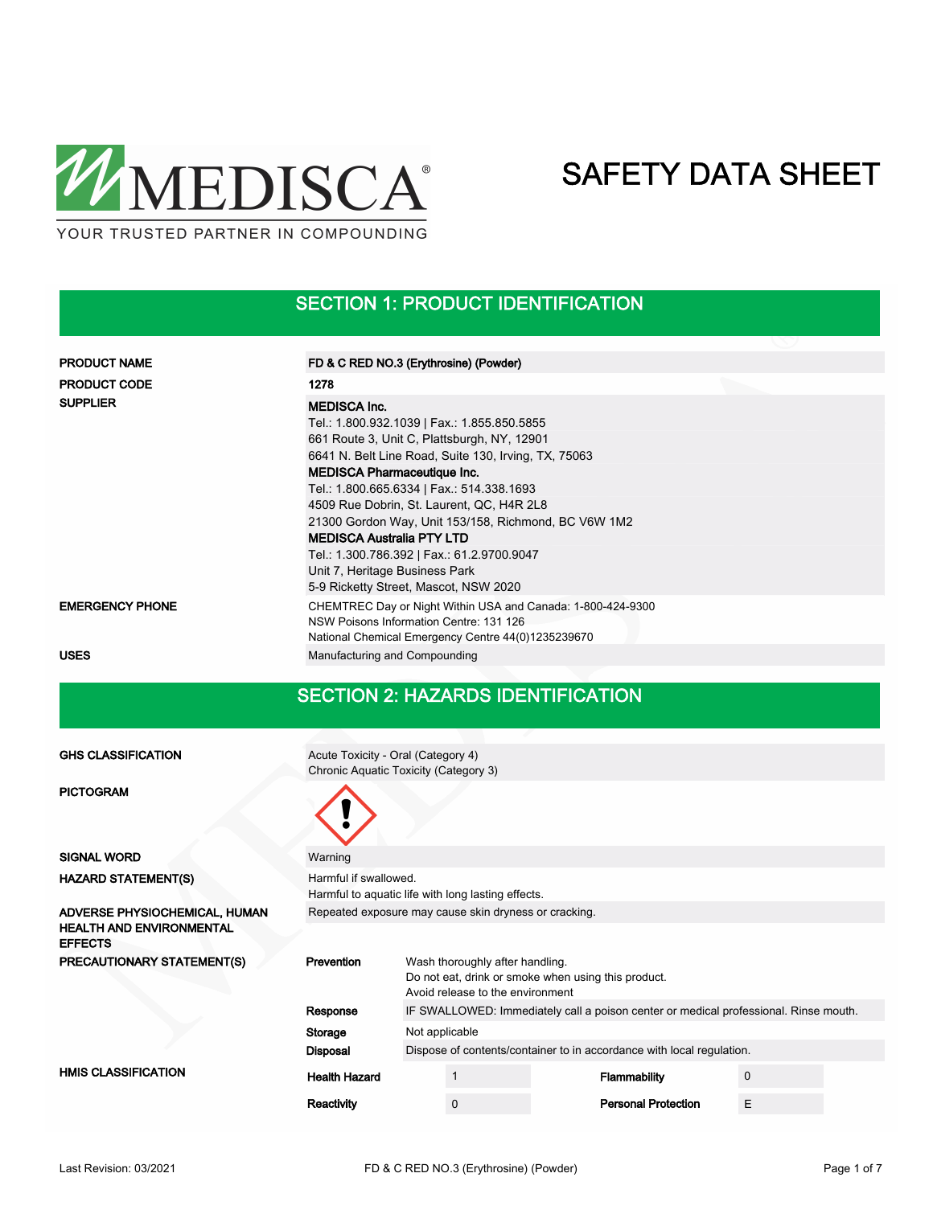MEDISCA®

YOUR TRUSTED PARTNER IN COMPOUNDING

# SAFETY DATA SHEET

## SECTION 1: PRODUCT IDENTIFICATION

| | |
|---|---|
| **PRODUCT NAME** | **FD & C RED NO.3 (Erythrosine) (Powder)** |
| **PRODUCT CODE** | **1278** |
| **SUPPLIER** | **MEDISCA Inc.**<br>Tel.: 1.800.932.1039 \| Fax.: 1.855.850.5855<br>661 Route 3, Unit C, Plattsburgh, NY, 12901<br>6641 N. Belt Line Road, Suite 130, Irving, TX, 75063<br>**MEDISCA Pharmaceutique Inc.**<br>Tel.: 1.800.665.6334 \| Fax.: 514.338.1693<br>4509 Rue Dobrin, St. Laurent, QC, H4R 2L8<br>21300 Gordon Way, Unit 153/158, Richmond, BC V6W 1M2<br>**MEDISCA Australia PTY LTD**<br>Tel.: 1.300.786.392 \| Fax.: 61.2.9700.9047<br>Unit 7, Heritage Business Park<br>5-9 Ricketty Street, Mascot, NSW 2020 |
| **EMERGENCY PHONE** | CHEMTREC Day or Night Within USA and Canada: 1-800-424-9300<br>NSW Poisons Information Centre: 131 126<br>National Chemical Emergency Centre 44(0)1235239670 |
| **USES** | Manufacturing and Compounding |

## SECTION 2: HAZARDS IDENTIFICATION

| | |
|---|---|
| **GHS CLASSIFICATION** | Acute Toxicity - Oral (Category 4)<br>Chronic Aquatic Toxicity (Category 3) |
| **PICTOGRAM** | |
| **SIGNAL WORD** | Warning |
| **HAZARD STATEMENT(S)** | Harmful if swallowed.<br>Harmful to aquatic life with long lasting effects. |
| **ADVERSE PHYSIOCHEMICAL, HUMAN HEALTH AND ENVIRONMENTAL EFFECTS** | Repeated exposure may cause skin dryness or cracking. |

**PRECAUTIONARY STATEMENT(S)**

| | |
|---|---|
| **Prevention** | Wash thoroughly after handling.<br>Do not eat, drink or smoke when using this product.<br>Avoid release to the environment |
| **Response** | IF SWALLOWED: Immediately call a poison center or medical professional. Rinse mouth. |
| **Storage** | Not applicable |
| **Disposal** | Dispose of contents/container to in accordance with local regulation. |

**HMIS CLASSIFICATION**

| | | | |
|---|---|---|---|
| **Health Hazard** | 1 | **Flammability** | 0 |
| **Reactivity** | 0 | **Personal Protection** | E |

Last Revision: 03/2021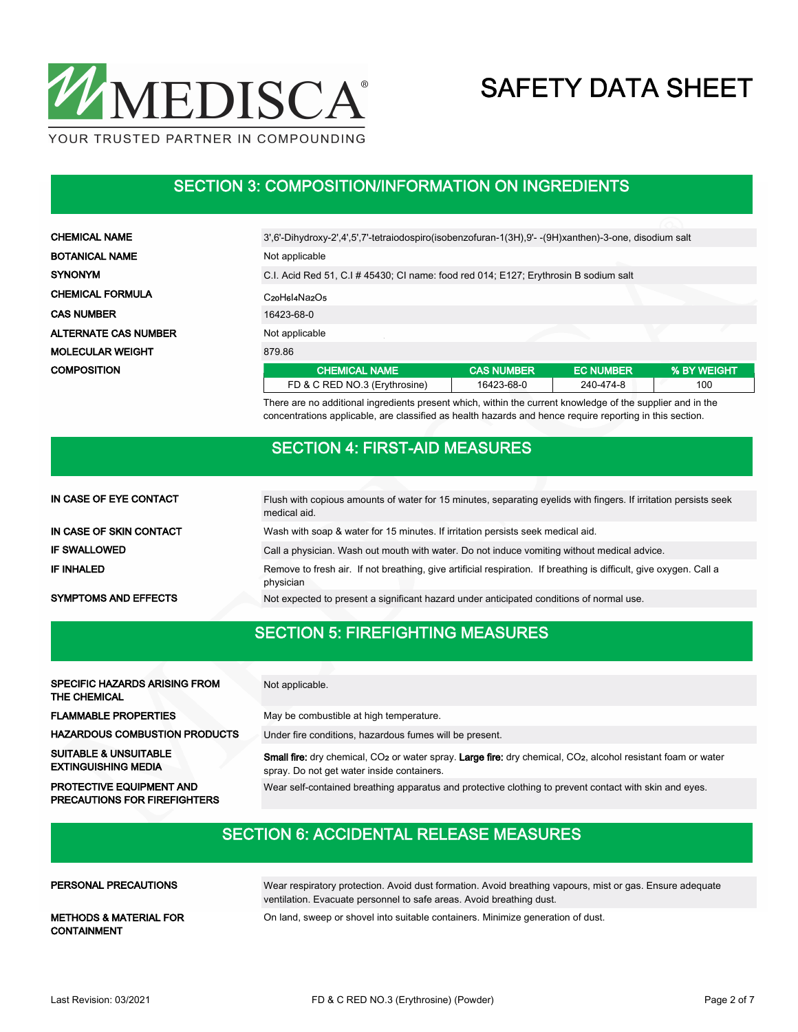## SECTION 3: COMPOSITION/INFORMATION ON INGREDIENTS

| | |
|---|---|
| **CHEMICAL NAME** | 3',6'-Dihydroxy-2',4',5',7'-tetraiodospiro(isobenzofuran-1(3H),9'- -(9H)xanthen)-3-one, disodium salt |
| **BOTANICAL NAME** | Not applicable |
| **SYNONYM** | C.I. Acid Red 51, C.I # 45430; CI name: food red 014; E127; Erythrosin B sodium salt |
| **CHEMICAL FORMULA** | $C_{20}H_6I_4Na_2O_5$ |
| **CAS NUMBER** | 16423-68-0 |
| **ALTERNATE CAS NUMBER** | Not applicable |
| **MOLECULAR WEIGHT** | 879.86 |

**COMPOSITION**

| CHEMICAL NAME | CAS NUMBER | EC NUMBER | % BY WEIGHT |
|---|---|---|---|
| FD & C RED NO.3 (Erythrosine) | 16423-68-0 | 240-474-8 | 100 |

There are no additional ingredients present which, within the current knowledge of the supplier and in the concentrations applicable, are classified as health hazards and hence require reporting in this section.

## SECTION 4: FIRST-AID MEASURES

| | |
|---|---|
| **IN CASE OF EYE CONTACT** | Flush with copious amounts of water for 15 minutes, separating eyelids with fingers. If irritation persists seek medical aid. |
| **IN CASE OF SKIN CONTACT** | Wash with soap & water for 15 minutes. If irritation persists seek medical aid. |
| **IF SWALLOWED** | Call a physician. Wash out mouth with water. Do not induce vomiting without medical advice. |
| **IF INHALED** | Remove to fresh air. If not breathing, give artificial respiration. If breathing is difficult, give oxygen. Call a physician |
| **SYMPTOMS AND EFFECTS** | Not expected to present a significant hazard under anticipated conditions of normal use. |

## SECTION 5: FIREFIGHTING MEASURES

| | |
|---|---|
| **SPECIFIC HAZARDS ARISING FROM THE CHEMICAL** | Not applicable. |
| **FLAMMABLE PROPERTIES** | May be combustible at high temperature. |
| **HAZARDOUS COMBUSTION PRODUCTS** | Under fire conditions, hazardous fumes will be present. |
| **SUITABLE & UNSUITABLE EXTINGUISHING MEDIA** | **Small fire:** dry chemical, $CO_2$ or water spray. **Large fire:** dry chemical, $CO_2$, alcohol resistant foam or water spray. Do not get water inside containers. |
| **PROTECTIVE EQUIPMENT AND PRECAUTIONS FOR FIREFIGHTERS** | Wear self-contained breathing apparatus and protective clothing to prevent contact with skin and eyes. |

## SECTION 6: ACCIDENTAL RELEASE MEASURES

| | |
|---|---|
| **PERSONAL PRECAUTIONS** | Wear respiratory protection. Avoid dust formation. Avoid breathing vapours, mist or gas. Ensure adequate ventilation. Evacuate personnel to safe areas. Avoid breathing dust. |
| **METHODS & MATERIAL FOR CONTAINMENT** | On land, sweep or shovel into suitable containers. Minimize generation of dust. |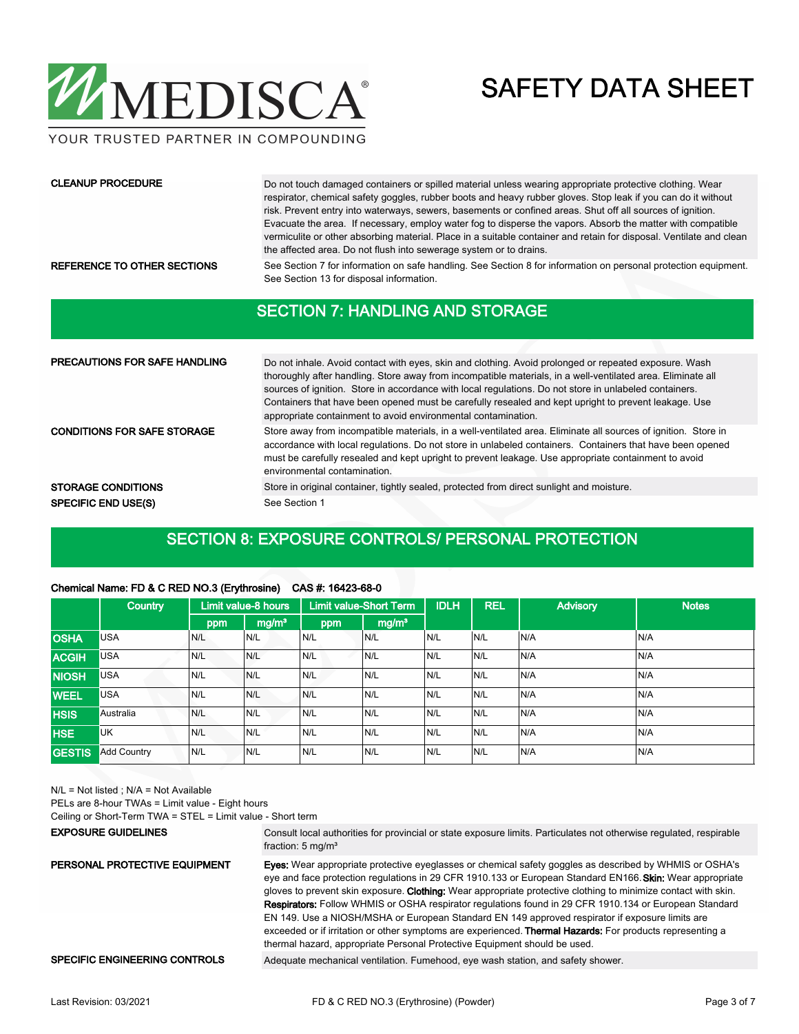**CLEANUP PROCEDURE**

Do not touch damaged containers or spilled material unless wearing appropriate protective clothing. Wear respirator, chemical safety goggles, rubber boots and heavy rubber gloves. Stop leak if you can do it without risk. Prevent entry into waterways, sewers, basements or confined areas. Shut off all sources of ignition. Evacuate the area. If necessary, employ water fog to disperse the vapors. Absorb the matter with compatible vermiculite or other absorbing material. Place in a suitable container and retain for disposal. Ventilate and clean the affected area. Do not flush into sewerage system or to drains.

**REFERENCE TO OTHER SECTIONS**

See Section 7 for information on safe handling. See Section 8 for information on personal protection equipment. See Section 13 for disposal information.

## SECTION 7: HANDLING AND STORAGE

**PRECAUTIONS FOR SAFE HANDLING**

Do not inhale. Avoid contact with eyes, skin and clothing. Avoid prolonged or repeated exposure. Wash thoroughly after handling. Store away from incompatible materials, in a well-ventilated area. Eliminate all sources of ignition. Store in accordance with local regulations. Do not store in unlabeled containers. Containers that have been opened must be carefully resealed and kept upright to prevent leakage. Use appropriate containment to avoid environmental contamination.

**CONDITIONS FOR SAFE STORAGE**

Store away from incompatible materials, in a well-ventilated area. Eliminate all sources of ignition. Store in accordance with local regulations. Do not store in unlabeled containers. Containers that have been opened must be carefully resealed and kept upright to prevent leakage. Use appropriate containment to avoid environmental contamination.

**STORAGE CONDITIONS**

Store in original container, tightly sealed, protected from direct sunlight and moisture.

**SPECIFIC END USE(S)**

See Section 1

## SECTION 8: EXPOSURE CONTROLS/ PERSONAL PROTECTION

**Chemical Name: FD & C RED NO.3 (Erythrosine) CAS #: 16423-68-0**

| | Country | Limit value-8 hours | | Limit value-Short Term | | IDLH | REL | Advisory | Notes |
|---|---|---|---|---|---|---|---|---|---|
| | | ppm | mg/m³ | ppm | mg/m³ | | | | |
| **OSHA** | USA | N/L | N/L | N/L | N/L | N/L | N/L | N/A | N/A |
| **ACGIH** | USA | N/L | N/L | N/L | N/L | N/L | N/L | N/A | N/A |
| **NIOSH** | USA | N/L | N/L | N/L | N/L | N/L | N/L | N/A | N/A |
| **WEEL** | USA | N/L | N/L | N/L | N/L | N/L | N/L | N/A | N/A |
| **HSIS** | Australia | N/L | N/L | N/L | N/L | N/L | N/L | N/A | N/A |
| **HSE** | UK | N/L | N/L | N/L | N/L | N/L | N/L | N/A | N/A |
| **GESTIS** | Add Country | N/L | N/L | N/L | N/L | N/L | N/L | N/A | N/A |

N/L = Not listed ; N/A = Not Available
PELs are 8-hour TWAs = Limit value - Eight hours
Ceiling or Short-Term TWA = STEL = Limit value - Short term

**EXPOSURE GUIDELINES**

Consult local authorities for provincial or state exposure limits. Particulates not otherwise regulated, respirable fraction: 5 mg/m³

**PERSONAL PROTECTIVE EQUIPMENT**

**Eyes:** Wear appropriate protective eyeglasses or chemical safety goggles as described by WHMIS or OSHA's eye and face protection regulations in 29 CFR 1910.133 or European Standard EN166. **Skin:** Wear appropriate gloves to prevent skin exposure. **Clothing:** Wear appropriate protective clothing to minimize contact with skin. **Respirators:** Follow WHMIS or OSHA respirator regulations found in 29 CFR 1910.134 or European Standard EN 149. Use a NIOSH/MSHA or European Standard EN 149 approved respirator if exposure limits are exceeded or if irritation or other symptoms are experienced. **Thermal Hazards:** For products representing a thermal hazard, appropriate Personal Protective Equipment should be used.

**SPECIFIC ENGINEERING CONTROLS**

Adequate mechanical ventilation. Fumehood, eye wash station, and safety shower.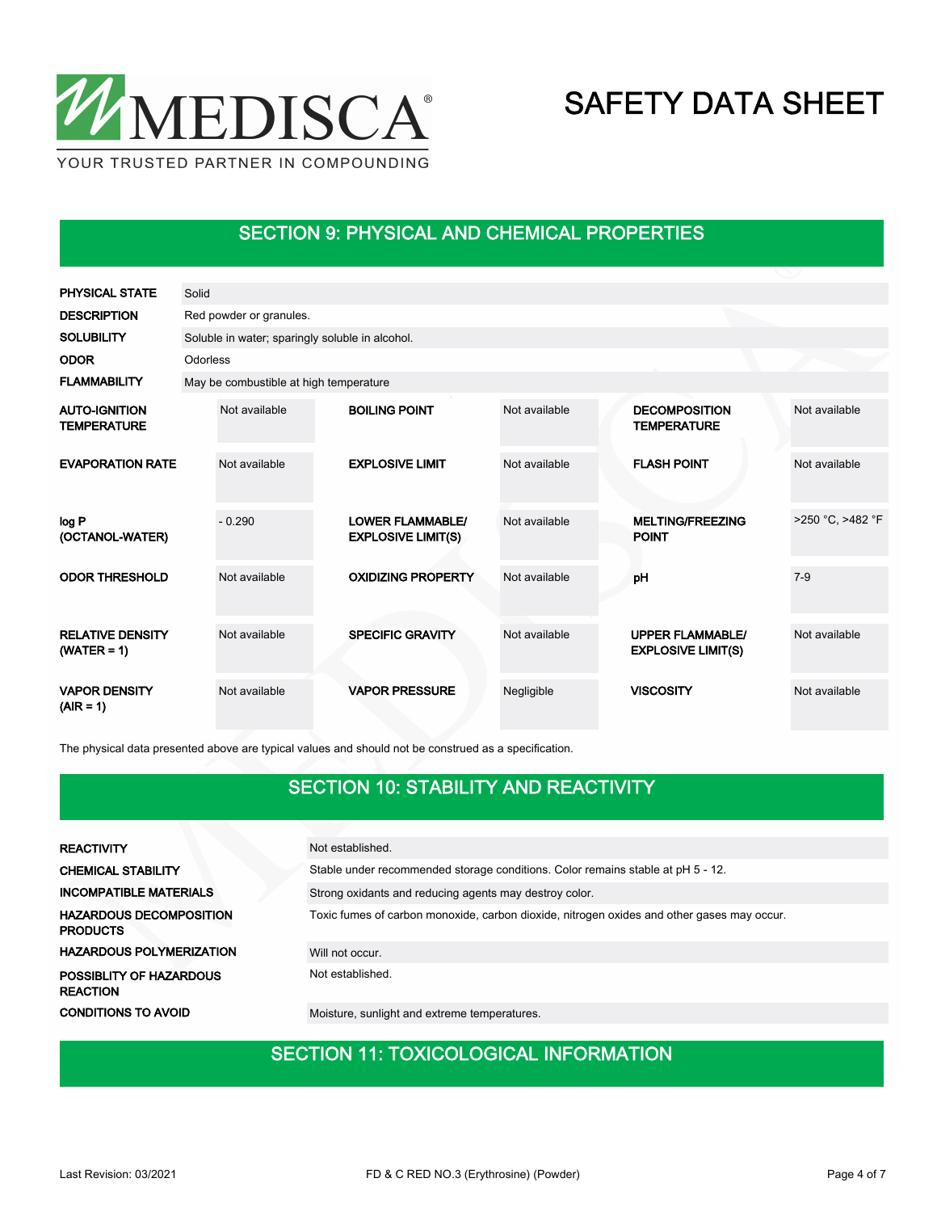## SECTION 9: PHYSICAL AND CHEMICAL PROPERTIES

| | |
|---|---|
| **PHYSICAL STATE** | Solid |
| **DESCRIPTION** | Red powder or granules. |
| **SOLUBILITY** | Soluble in water; sparingly soluble in alcohol. |
| **ODOR** | Odorless |
| **FLAMMABILITY** | May be combustible at high temperature |

| | | | | | |
|---|---|---|---|---|---|
| **AUTO-IGNITION TEMPERATURE** | Not available | **BOILING POINT** | Not available | **DECOMPOSITION TEMPERATURE** | Not available |
| **EVAPORATION RATE** | Not available | **EXPLOSIVE LIMIT** | Not available | **FLASH POINT** | Not available |
| **log P (OCTANOL-WATER)** | - 0.290 | **LOWER FLAMMABLE/ EXPLOSIVE LIMIT(S)** | Not available | **MELTING/FREEZING POINT** | >250 °C, >482 °F |
| **ODOR THRESHOLD** | Not available | **OXIDIZING PROPERTY** | Not available | **pH** | 7-9 |
| **RELATIVE DENSITY (WATER = 1)** | Not available | **SPECIFIC GRAVITY** | Not available | **UPPER FLAMMABLE/ EXPLOSIVE LIMIT(S)** | Not available |
| **VAPOR DENSITY (AIR = 1)** | Not available | **VAPOR PRESSURE** | Negligible | **VISCOSITY** | Not available |

The physical data presented above are typical values and should not be construed as a specification.

## SECTION 10: STABILITY AND REACTIVITY

| | |
|---|---|
| **REACTIVITY** | Not established. |
| **CHEMICAL STABILITY** | Stable under recommended storage conditions. Color remains stable at pH 5 - 12. |
| **INCOMPATIBLE MATERIALS** | Strong oxidants and reducing agents may destroy color. |
| **HAZARDOUS DECOMPOSITION PRODUCTS** | Toxic fumes of carbon monoxide, carbon dioxide, nitrogen oxides and other gases may occur. |
| **HAZARDOUS POLYMERIZATION** | Will not occur. |
| **POSSIBLITY OF HAZARDOUS REACTION** | Not established. |
| **CONDITIONS TO AVOID** | Moisture, sunlight and extreme temperatures. |

## SECTION 11: TOXICOLOGICAL INFORMATION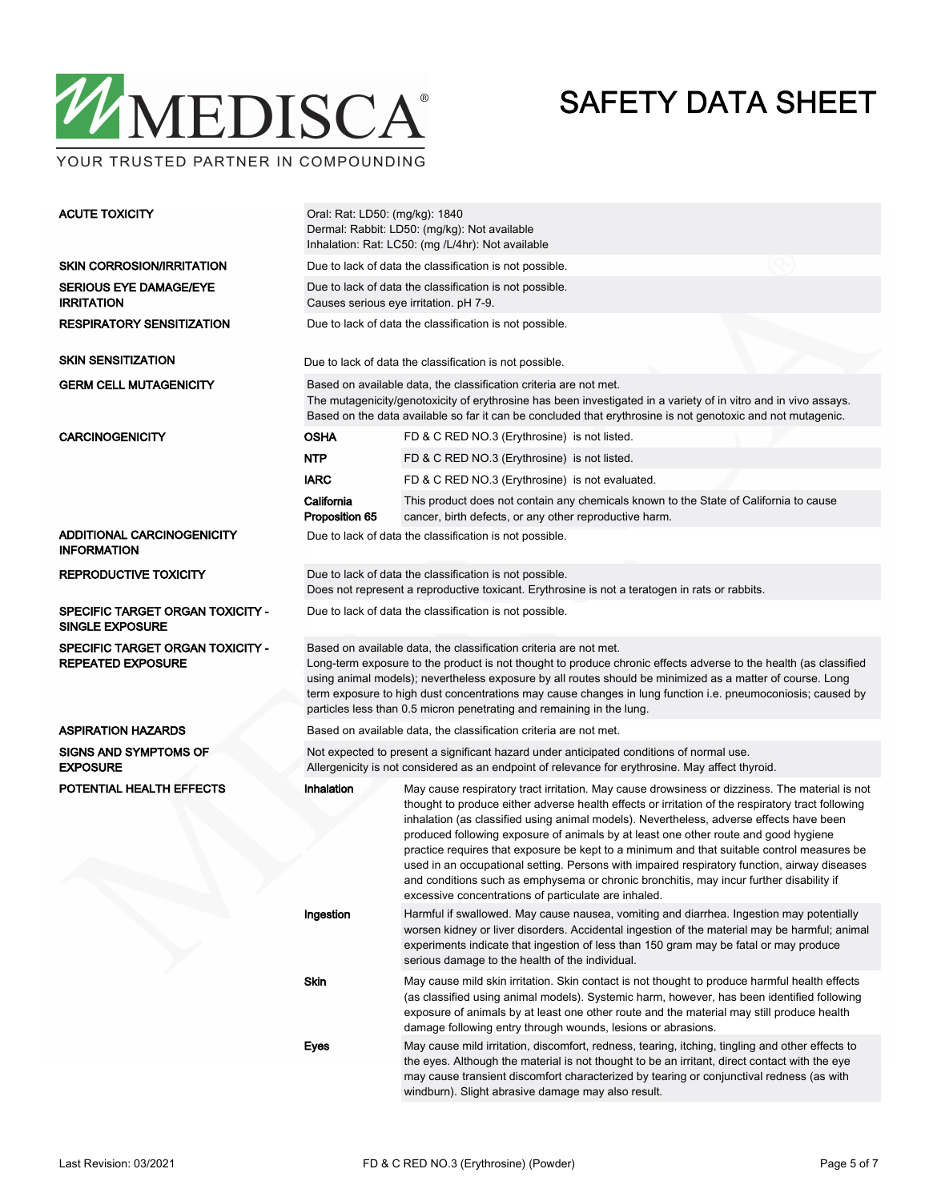| | | |
|---|---|---|
| **ACUTE TOXICITY** | Oral: Rat: LD50: (mg/kg): 1840<br>Dermal: Rabbit: LD50: (mg/kg): Not available<br>Inhalation: Rat: LC50: (mg /L/4hr): Not available | |
| **SKIN CORROSION/IRRITATION** | Due to lack of data the classification is not possible. | |
| **SERIOUS EYE DAMAGE/EYE IRRITATION** | Due to lack of data the classification is not possible.<br>Causes serious eye irritation. pH 7-9. | |
| **RESPIRATORY SENSITIZATION** | Due to lack of data the classification is not possible. | |
| **SKIN SENSITIZATION** | Due to lack of data the classification is not possible. | |
| **GERM CELL MUTAGENICITY** | Based on available data, the classification criteria are not met.<br>The mutagenicity/genotoxicity of erythrosine has been investigated in a variety of in vitro and in vivo assays. Based on the data available so far it can be concluded that erythrosine is not genotoxic and not mutagenic. | |
| **CARCINOGENICITY** | **OSHA** | FD & C RED NO.3 (Erythrosine) is not listed. |
| | **NTP** | FD & C RED NO.3 (Erythrosine) is not listed. |
| | **IARC** | FD & C RED NO.3 (Erythrosine) is not evaluated. |
| | **California Proposition 65** | This product does not contain any chemicals known to the State of California to cause cancer, birth defects, or any other reproductive harm. |
| **ADDITIONAL CARCINOGENICITY INFORMATION** | Due to lack of data the classification is not possible. | |
| **REPRODUCTIVE TOXICITY** | Due to lack of data the classification is not possible.<br>Does not represent a reproductive toxicant. Erythrosine is not a teratogen in rats or rabbits. | |
| **SPECIFIC TARGET ORGAN TOXICITY - SINGLE EXPOSURE** | Due to lack of data the classification is not possible. | |
| **SPECIFIC TARGET ORGAN TOXICITY - REPEATED EXPOSURE** | Based on available data, the classification criteria are not met.<br>Long-term exposure to the product is not thought to produce chronic effects adverse to the health (as classified using animal models); nevertheless exposure by all routes should be minimized as a matter of course. Long term exposure to high dust concentrations may cause changes in lung function i.e. pneumoconiosis; caused by particles less than 0.5 micron penetrating and remaining in the lung. | |
| **ASPIRATION HAZARDS** | Based on available data, the classification criteria are not met. | |
| **SIGNS AND SYMPTOMS OF EXPOSURE** | Not expected to present a significant hazard under anticipated conditions of normal use.<br>Allergenicity is not considered as an endpoint of relevance for erythrosine. May affect thyroid. | |
| **POTENTIAL HEALTH EFFECTS** | **Inhalation** | May cause respiratory tract irritation. May cause drowsiness or dizziness. The material is not thought to produce either adverse health effects or irritation of the respiratory tract following inhalation (as classified using animal models). Nevertheless, adverse effects have been produced following exposure of animals by at least one other route and good hygiene practice requires that exposure be kept to a minimum and that suitable control measures be used in an occupational setting. Persons with impaired respiratory function, airway diseases and conditions such as emphysema or chronic bronchitis, may incur further disability if excessive concentrations of particulate are inhaled. |
| | **Ingestion** | Harmful if swallowed. May cause nausea, vomiting and diarrhea. Ingestion may potentially worsen kidney or liver disorders. Accidental ingestion of the material may be harmful; animal experiments indicate that ingestion of less than 150 gram may be fatal or may produce serious damage to the health of the individual. |
| | **Skin** | May cause mild skin irritation. Skin contact is not thought to produce harmful health effects (as classified using animal models). Systemic harm, however, has been identified following exposure of animals by at least one other route and the material may still produce health damage following entry through wounds, lesions or abrasions. |
| | **Eyes** | May cause mild irritation, discomfort, redness, tearing, itching, tingling and other effects to the eyes. Although the material is not thought to be an irritant, direct contact with the eye may cause transient discomfort characterized by tearing or conjunctival redness (as with windburn). Slight abrasive damage may also result. |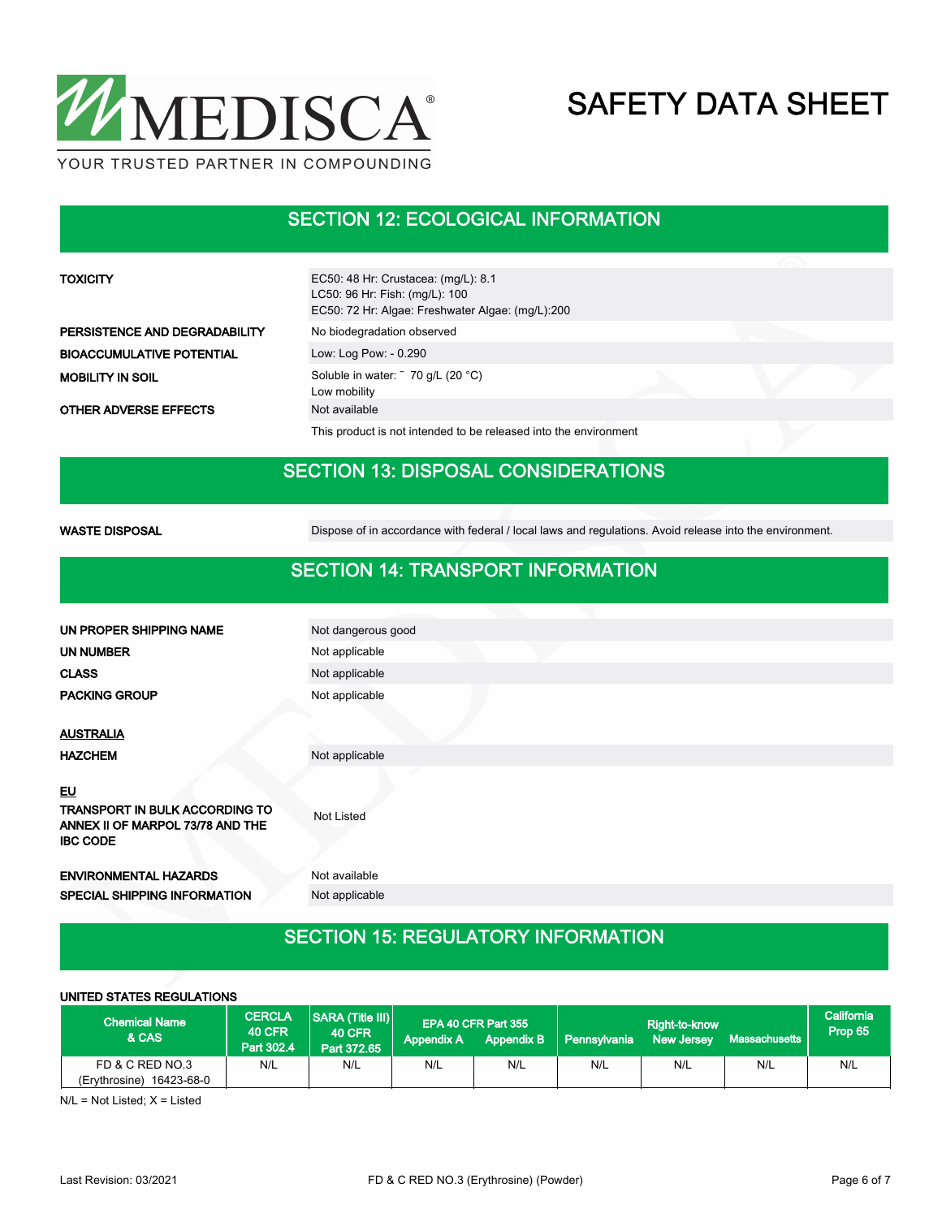## SECTION 12: ECOLOGICAL INFORMATION

| | |
|---|---|
| **TOXICITY** | EC50: 48 Hr: Crustacea: (mg/L): 8.1<br>LC50: 96 Hr: Fish: (mg/L): 100<br>EC50: 72 Hr: Algae: Freshwater Algae: (mg/L):200 |
| **PERSISTENCE AND DEGRADABILITY** | No biodegradation observed |
| **BIOACCUMULATIVE POTENTIAL** | Low: Log Pow: - 0.290 |
| **MOBILITY IN SOIL** | Soluble in water: ˜ 70 g/L (20 °C)<br>Low mobility |
| **OTHER ADVERSE EFFECTS** | Not available |
| | This product is not intended to be released into the environment |

## SECTION 13: DISPOSAL CONSIDERATIONS

| | |
|---|---|
| **WASTE DISPOSAL** | Dispose of in accordance with federal / local laws and regulations. Avoid release into the environment. |

## SECTION 14: TRANSPORT INFORMATION

| | |
|---|---|
| **UN PROPER SHIPPING NAME** | Not dangerous good |
| **UN NUMBER** | Not applicable |
| **CLASS** | Not applicable |
| **PACKING GROUP** | Not applicable |

**AUSTRALIA**

| | |
|---|---|
| **HAZCHEM** | Not applicable |

**EU**

| | |
|---|---|
| **TRANSPORT IN BULK ACCORDING TO ANNEX II OF MARPOL 73/78 AND THE IBC CODE** | Not Listed |
| **ENVIRONMENTAL HAZARDS** | Not available |
| **SPECIAL SHIPPING INFORMATION** | Not applicable |

## SECTION 15: REGULATORY INFORMATION

**UNITED STATES REGULATIONS**

| Chemical Name & CAS | CERCLA 40 CFR Part 302.4 | SARA (Title III) 40 CFR Part 372.65 | EPA 40 CFR Part 355 Appendix A | EPA 40 CFR Part 355 Appendix B | Right-to-know Pennsylvania | Right-to-know New Jersey | Right-to-know Massachusetts | California Prop 65 |
|---|---|---|---|---|---|---|---|---|
| FD & C RED NO.3 (Erythrosine) 16423-68-0 | N/L | N/L | N/L | N/L | N/L | N/L | N/L | N/L |

N/L = Not Listed; X = Listed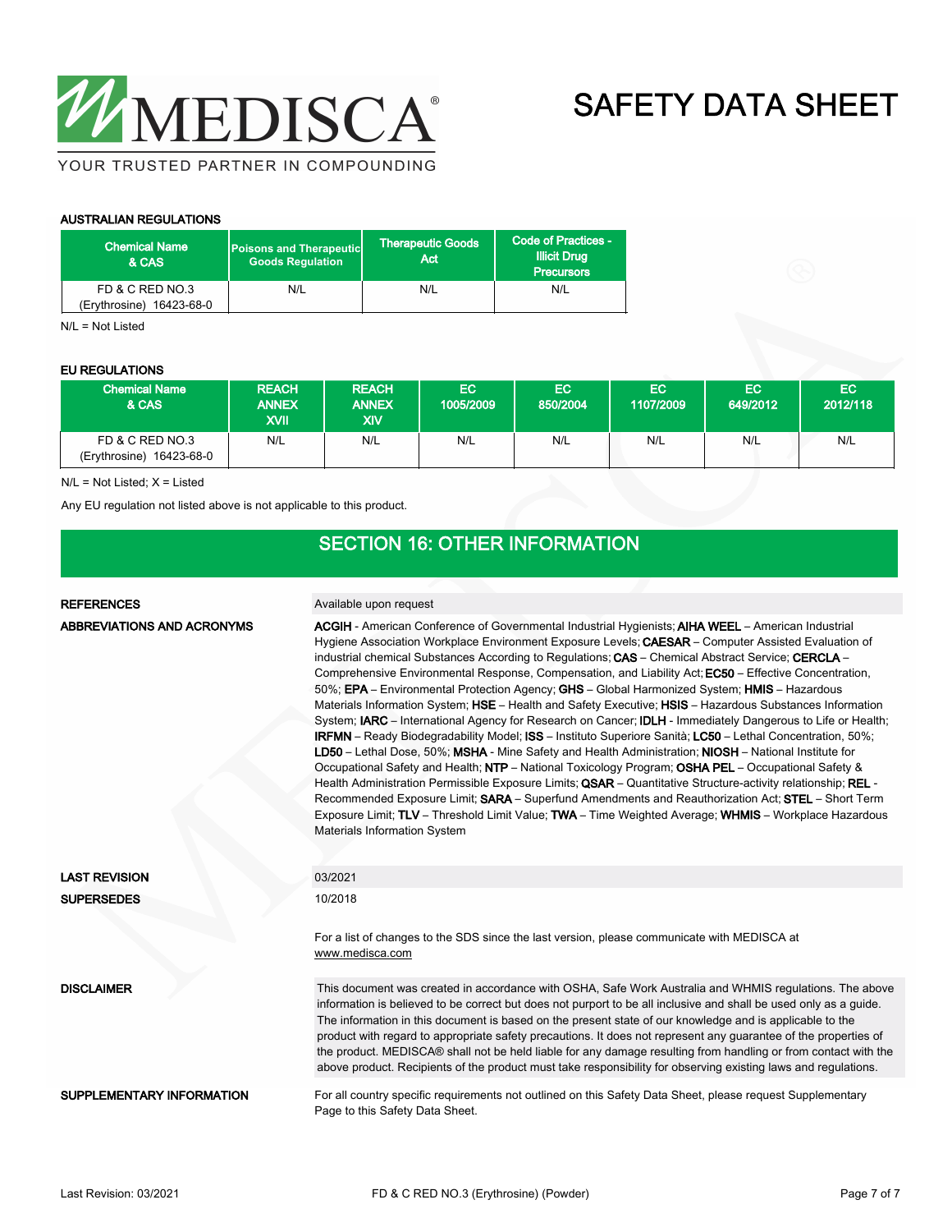#### AUSTRALIAN REGULATIONS

| Chemical Name & CAS | Poisons and Therapeutic Goods Regulation | Therapeutic Goods Act | Code of Practices - Illicit Drug Precursors |
| --- | --- | --- | --- |
| FD & C RED NO.3 (Erythrosine) 16423-68-0 | N/L | N/L | N/L |

N/L = Not Listed

#### EU REGULATIONS

| Chemical Name & CAS | REACH ANNEX XVII | REACH ANNEX XIV | EC 1005/2009 | EC 850/2004 | EC 1107/2009 | EC 649/2012 | EC 2012/118 |
| --- | --- | --- | --- | --- | --- | --- | --- |
| FD & C RED NO.3 (Erythrosine) 16423-68-0 | N/L | N/L | N/L | N/L | N/L | N/L | N/L |

N/L = Not Listed; X = Listed

Any EU regulation not listed above is not applicable to this product.

## SECTION 16: OTHER INFORMATION

**REFERENCES**

Available upon request

**ABBREVIATIONS AND ACRONYMS**

**ACGIH** - American Conference of Governmental Industrial Hygienists; **AIHA WEEL** – American Industrial Hygiene Association Workplace Environment Exposure Levels; **CAESAR** – Computer Assisted Evaluation of industrial chemical Substances According to Regulations; **CAS** – Chemical Abstract Service; **CERCLA** – Comprehensive Environmental Response, Compensation, and Liability Act; **EC50** – Effective Concentration, 50%; **EPA** – Environmental Protection Agency; **GHS** – Global Harmonized System; **HMIS** – Hazardous Materials Information System; **HSE** – Health and Safety Executive; **HSIS** – Hazardous Substances Information System; **IARC** – International Agency for Research on Cancer; **IDLH** - Immediately Dangerous to Life or Health; **IRFMN** – Ready Biodegradability Model; **ISS** – Instituto Superiore Sanità; **LC50** – Lethal Concentration, 50%; **LD50** – Lethal Dose, 50%; **MSHA** - Mine Safety and Health Administration; **NIOSH** – National Institute for Occupational Safety and Health; **NTP** – National Toxicology Program; **OSHA PEL** – Occupational Safety & Health Administration Permissible Exposure Limits; **QSAR** – Quantitative Structure-activity relationship; **REL** - Recommended Exposure Limit; **SARA** – Superfund Amendments and Reauthorization Act; **STEL** – Short Term Exposure Limit; **TLV** – Threshold Limit Value; **TWA** – Time Weighted Average; **WHMIS** – Workplace Hazardous Materials Information System

**LAST REVISION**

03/2021

**SUPERSEDES**

10/2018

For a list of changes to the SDS since the last version, please communicate with MEDISCA at www.medisca.com

**DISCLAIMER**

This document was created in accordance with OSHA, Safe Work Australia and WHMIS regulations. The above information is believed to be correct but does not purport to be all inclusive and shall be used only as a guide. The information in this document is based on the present state of our knowledge and is applicable to the product with regard to appropriate safety precautions. It does not represent any guarantee of the properties of the product. MEDISCA® shall not be held liable for any damage resulting from handling or from contact with the above product. Recipients of the product must take responsibility for observing existing laws and regulations.

**SUPPLEMENTARY INFORMATION**

For all country specific requirements not outlined on this Safety Data Sheet, please request Supplementary Page to this Safety Data Sheet.